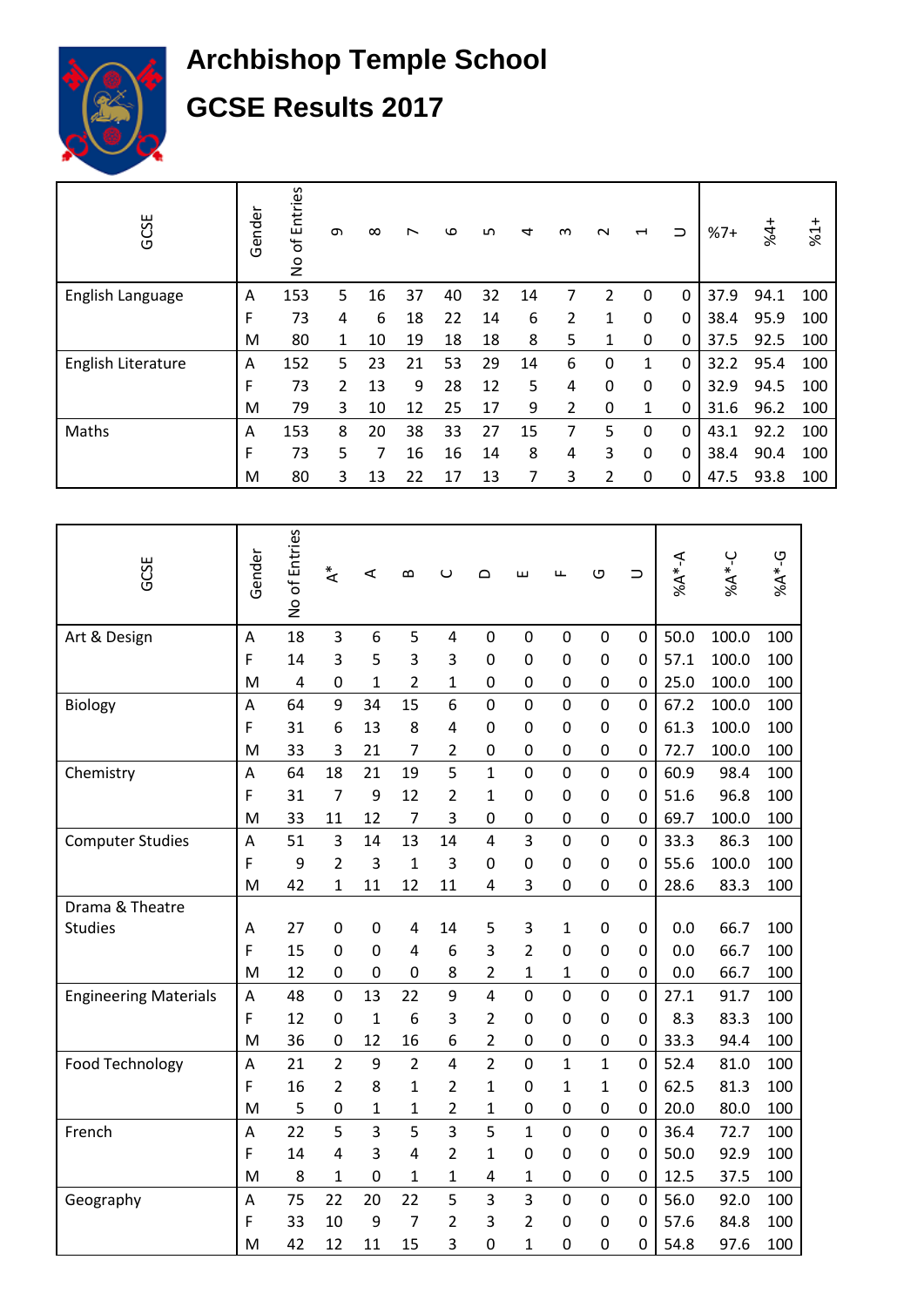# Archbishop Temple School

# GCSE Results 2017

| GCSE | Gender | No of Entries | 9 | 8 | 7 | 6 | 5 | 4 | 3 | 2 | 1 | U | %7+ | %4+ | %1+ |
|---|---|---|---|---|---|---|---|---|---|---|---|---|---|---|---|
| English Language | A | 153 | 5 | 16 | 37 | 40 | 32 | 14 | 7 | 2 | 0 | 0 | 37.9 | 94.1 | 100 |
| | F | 73 | 4 | 6 | 18 | 22 | 14 | 6 | 2 | 1 | 0 | 0 | 38.4 | 95.9 | 100 |
| | M | 80 | 1 | 10 | 19 | 18 | 18 | 8 | 5 | 1 | 0 | 0 | 37.5 | 92.5 | 100 |
| English Literature | A | 152 | 5 | 23 | 21 | 53 | 29 | 14 | 6 | 0 | 1 | 0 | 32.2 | 95.4 | 100 |
| | F | 73 | 2 | 13 | 9 | 28 | 12 | 5 | 4 | 0 | 0 | 0 | 32.9 | 94.5 | 100 |
| | M | 79 | 3 | 10 | 12 | 25 | 17 | 9 | 2 | 0 | 1 | 0 | 31.6 | 96.2 | 100 |
| Maths | A | 153 | 8 | 20 | 38 | 33 | 27 | 15 | 7 | 5 | 0 | 0 | 43.1 | 92.2 | 100 |
| | F | 73 | 5 | 7 | 16 | 16 | 14 | 8 | 4 | 3 | 0 | 0 | 38.4 | 90.4 | 100 |
| | M | 80 | 3 | 13 | 22 | 17 | 13 | 7 | 3 | 2 | 0 | 0 | 47.5 | 93.8 | 100 |

| GCSE | Gender | No of Entries | A* | A | B | C | D | E | F | G | U | %A*-A | %A*-C | %A*-G |
|---|---|---|---|---|---|---|---|---|---|---|---|---|---|---|
| Art & Design | A | 18 | 3 | 6 | 5 | 4 | 0 | 0 | 0 | 0 | 0 | 50.0 | 100.0 | 100 |
| | F | 14 | 3 | 5 | 3 | 3 | 0 | 0 | 0 | 0 | 0 | 57.1 | 100.0 | 100 |
| | M | 4 | 0 | 1 | 2 | 1 | 0 | 0 | 0 | 0 | 0 | 25.0 | 100.0 | 100 |
| Biology | A | 64 | 9 | 34 | 15 | 6 | 0 | 0 | 0 | 0 | 0 | 67.2 | 100.0 | 100 |
| | F | 31 | 6 | 13 | 8 | 4 | 0 | 0 | 0 | 0 | 0 | 61.3 | 100.0 | 100 |
| | M | 33 | 3 | 21 | 7 | 2 | 0 | 0 | 0 | 0 | 0 | 72.7 | 100.0 | 100 |
| Chemistry | A | 64 | 18 | 21 | 19 | 5 | 1 | 0 | 0 | 0 | 0 | 60.9 | 98.4 | 100 |
| | F | 31 | 7 | 9 | 12 | 2 | 1 | 0 | 0 | 0 | 0 | 51.6 | 96.8 | 100 |
| | M | 33 | 11 | 12 | 7 | 3 | 0 | 0 | 0 | 0 | 0 | 69.7 | 100.0 | 100 |
| Computer Studies | A | 51 | 3 | 14 | 13 | 14 | 4 | 3 | 0 | 0 | 0 | 33.3 | 86.3 | 100 |
| | F | 9 | 2 | 3 | 1 | 3 | 0 | 0 | 0 | 0 | 0 | 55.6 | 100.0 | 100 |
| | M | 42 | 1 | 11 | 12 | 11 | 4 | 3 | 0 | 0 | 0 | 28.6 | 83.3 | 100 |
| Drama & Theatre Studies | A | 27 | 0 | 0 | 4 | 14 | 5 | 3 | 1 | 0 | 0 | 0.0 | 66.7 | 100 |
| | F | 15 | 0 | 0 | 4 | 6 | 3 | 2 | 0 | 0 | 0 | 0.0 | 66.7 | 100 |
| | M | 12 | 0 | 0 | 0 | 8 | 2 | 1 | 1 | 0 | 0 | 0.0 | 66.7 | 100 |
| Engineering Materials | A | 48 | 0 | 13 | 22 | 9 | 4 | 0 | 0 | 0 | 0 | 27.1 | 91.7 | 100 |
| | F | 12 | 0 | 1 | 6 | 3 | 2 | 0 | 0 | 0 | 0 | 8.3 | 83.3 | 100 |
| | M | 36 | 0 | 12 | 16 | 6 | 2 | 0 | 0 | 0 | 0 | 33.3 | 94.4 | 100 |
| Food Technology | A | 21 | 2 | 9 | 2 | 4 | 2 | 0 | 1 | 1 | 0 | 52.4 | 81.0 | 100 |
| | F | 16 | 2 | 8 | 1 | 2 | 1 | 0 | 1 | 1 | 0 | 62.5 | 81.3 | 100 |
| | M | 5 | 0 | 1 | 1 | 2 | 1 | 0 | 0 | 0 | 0 | 20.0 | 80.0 | 100 |
| French | A | 22 | 5 | 3 | 5 | 3 | 5 | 1 | 0 | 0 | 0 | 36.4 | 72.7 | 100 |
| | F | 14 | 4 | 3 | 4 | 2 | 1 | 0 | 0 | 0 | 0 | 50.0 | 92.9 | 100 |
| | M | 8 | 1 | 0 | 1 | 1 | 4 | 1 | 0 | 0 | 0 | 12.5 | 37.5 | 100 |
| Geography | A | 75 | 22 | 20 | 22 | 5 | 3 | 3 | 0 | 0 | 0 | 56.0 | 92.0 | 100 |
| | F | 33 | 10 | 9 | 7 | 2 | 3 | 2 | 0 | 0 | 0 | 57.6 | 84.8 | 100 |
| | M | 42 | 12 | 11 | 15 | 3 | 0 | 1 | 0 | 0 | 0 | 54.8 | 97.6 | 100 |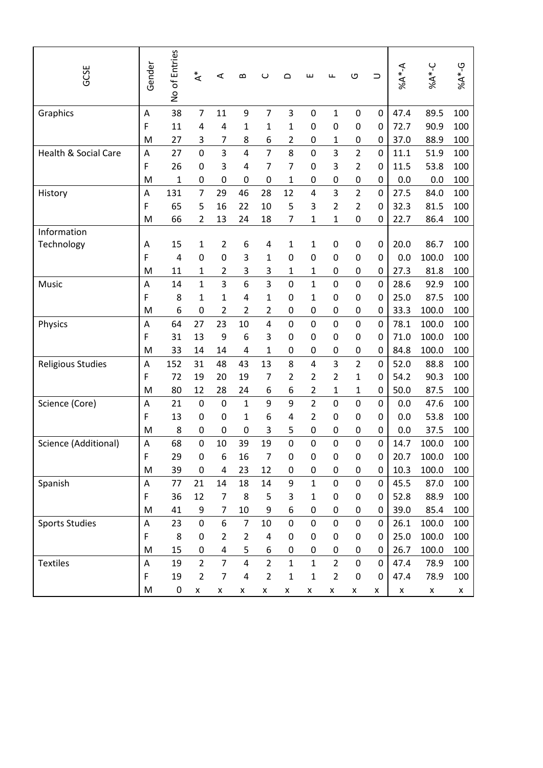| GCSE | Gender | No of Entries | A* | A | B | C | D | E | F | G | U | %A*-A | %A*-C | %A*-G |
|---|---|---|---|---|---|---|---|---|---|---|---|---|---|---|
| Graphics | A | 38 | 7 | 11 | 9 | 7 | 3 | 0 | 1 | 0 | 0 | 47.4 | 89.5 | 100 |
| | F | 11 | 4 | 4 | 1 | 1 | 1 | 0 | 0 | 0 | 0 | 72.7 | 90.9 | 100 |
| | M | 27 | 3 | 7 | 8 | 6 | 2 | 0 | 1 | 0 | 0 | 37.0 | 88.9 | 100 |
| Health & Social Care | A | 27 | 0 | 3 | 4 | 7 | 8 | 0 | 3 | 2 | 0 | 11.1 | 51.9 | 100 |
| | F | 26 | 0 | 3 | 4 | 7 | 7 | 0 | 3 | 2 | 0 | 11.5 | 53.8 | 100 |
| | M | 1 | 0 | 0 | 0 | 0 | 1 | 0 | 0 | 0 | 0 | 0.0 | 0.0 | 100 |
| History | A | 131 | 7 | 29 | 46 | 28 | 12 | 4 | 3 | 2 | 0 | 27.5 | 84.0 | 100 |
| | F | 65 | 5 | 16 | 22 | 10 | 5 | 3 | 2 | 2 | 0 | 32.3 | 81.5 | 100 |
| | M | 66 | 2 | 13 | 24 | 18 | 7 | 1 | 1 | 0 | 0 | 22.7 | 86.4 | 100 |
| Information Technology | A | 15 | 1 | 2 | 6 | 4 | 1 | 1 | 0 | 0 | 0 | 20.0 | 86.7 | 100 |
| | F | 4 | 0 | 0 | 3 | 1 | 0 | 0 | 0 | 0 | 0 | 0.0 | 100.0 | 100 |
| | M | 11 | 1 | 2 | 3 | 3 | 1 | 1 | 0 | 0 | 0 | 27.3 | 81.8 | 100 |
| Music | A | 14 | 1 | 3 | 6 | 3 | 0 | 1 | 0 | 0 | 0 | 28.6 | 92.9 | 100 |
| | F | 8 | 1 | 1 | 4 | 1 | 0 | 1 | 0 | 0 | 0 | 25.0 | 87.5 | 100 |
| | M | 6 | 0 | 2 | 2 | 2 | 0 | 0 | 0 | 0 | 0 | 33.3 | 100.0 | 100 |
| Physics | A | 64 | 27 | 23 | 10 | 4 | 0 | 0 | 0 | 0 | 0 | 78.1 | 100.0 | 100 |
| | F | 31 | 13 | 9 | 6 | 3 | 0 | 0 | 0 | 0 | 0 | 71.0 | 100.0 | 100 |
| | M | 33 | 14 | 14 | 4 | 1 | 0 | 0 | 0 | 0 | 0 | 84.8 | 100.0 | 100 |
| Religious Studies | A | 152 | 31 | 48 | 43 | 13 | 8 | 4 | 3 | 2 | 0 | 52.0 | 88.8 | 100 |
| | F | 72 | 19 | 20 | 19 | 7 | 2 | 2 | 2 | 1 | 0 | 54.2 | 90.3 | 100 |
| | M | 80 | 12 | 28 | 24 | 6 | 6 | 2 | 1 | 1 | 0 | 50.0 | 87.5 | 100 |
| Science (Core) | A | 21 | 0 | 0 | 1 | 9 | 9 | 2 | 0 | 0 | 0 | 0.0 | 47.6 | 100 |
| | F | 13 | 0 | 0 | 1 | 6 | 4 | 2 | 0 | 0 | 0 | 0.0 | 53.8 | 100 |
| | M | 8 | 0 | 0 | 0 | 3 | 5 | 0 | 0 | 0 | 0 | 0.0 | 37.5 | 100 |
| Science (Additional) | A | 68 | 0 | 10 | 39 | 19 | 0 | 0 | 0 | 0 | 0 | 14.7 | 100.0 | 100 |
| | F | 29 | 0 | 6 | 16 | 7 | 0 | 0 | 0 | 0 | 0 | 20.7 | 100.0 | 100 |
| | M | 39 | 0 | 4 | 23 | 12 | 0 | 0 | 0 | 0 | 0 | 10.3 | 100.0 | 100 |
| Spanish | A | 77 | 21 | 14 | 18 | 14 | 9 | 1 | 0 | 0 | 0 | 45.5 | 87.0 | 100 |
| | F | 36 | 12 | 7 | 8 | 5 | 3 | 1 | 0 | 0 | 0 | 52.8 | 88.9 | 100 |
| | M | 41 | 9 | 7 | 10 | 9 | 6 | 0 | 0 | 0 | 0 | 39.0 | 85.4 | 100 |
| Sports Studies | A | 23 | 0 | 6 | 7 | 10 | 0 | 0 | 0 | 0 | 0 | 26.1 | 100.0 | 100 |
| | F | 8 | 0 | 2 | 2 | 4 | 0 | 0 | 0 | 0 | 0 | 25.0 | 100.0 | 100 |
| | M | 15 | 0 | 4 | 5 | 6 | 0 | 0 | 0 | 0 | 0 | 26.7 | 100.0 | 100 |
| Textiles | A | 19 | 2 | 7 | 4 | 2 | 1 | 1 | 2 | 0 | 0 | 47.4 | 78.9 | 100 |
| | F | 19 | 2 | 7 | 4 | 2 | 1 | 1 | 2 | 0 | 0 | 47.4 | 78.9 | 100 |
| | M | 0 | x | x | x | x | x | x | x | x | x | x | x | x |